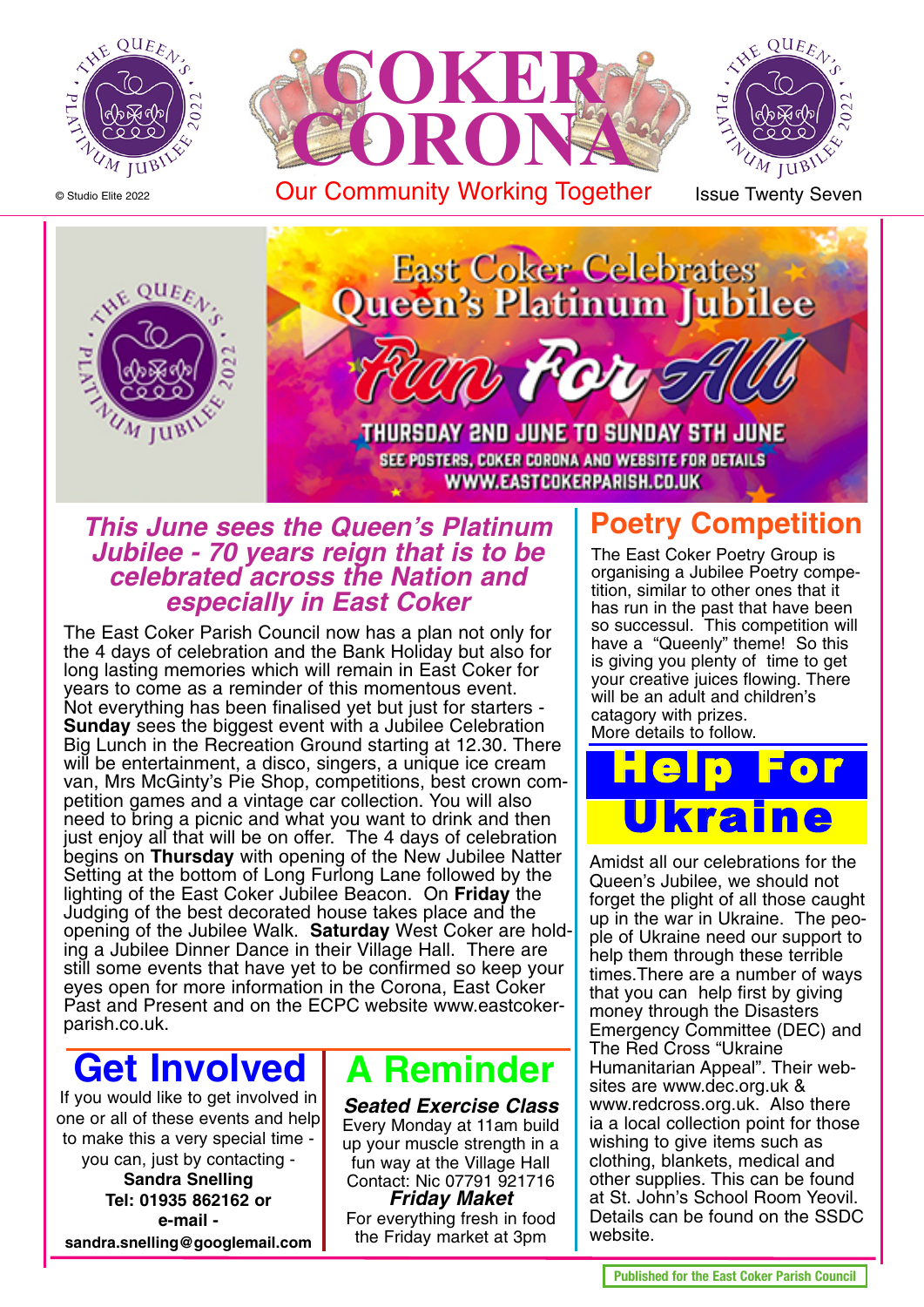# COKER CORONA

Our Community Working Together

© Studio Elite 2022

Issue Twenty Seven

East Coker Celebrates Queen's Platinum Jubilee

Fun For All

THURSDAY 2ND JUNE TO SUNDAY 5TH JUNE

SEE POSTERS, COKER CORONA AND WEBSITE FOR DETAILS

WWW.EASTCOKERPARISH.CO.UK

## *This June sees the Queen's Platinum Jubilee - 70 years reign that is to be celebrated across the Nation and especially in East Coker*

The East Coker Parish Council now has a plan not only for the 4 days of celebration and the Bank Holiday but also for long lasting memories which will remain in East Coker for years to come as a reminder of this momentous event.
Not everything has been finalised yet but just for starters - **Sunday** sees the biggest event with a Jubilee Celebration Big Lunch in the Recreation Ground starting at 12.30. There will be entertainment, a disco, singers, a unique ice cream van, Mrs McGinty's Pie Shop, competitions, best crown competition games and a vintage car collection. You will also need to bring a picnic and what you want to drink and then just enjoy all that will be on offer. The 4 days of celebration begins on **Thursday** with opening of the New Jubilee Natter Setting at the bottom of Long Furlong Lane followed by the lighting of the East Coker Jubilee Beacon. On **Friday** the Judging of the best decorated house takes place and the opening of the Jubilee Walk. **Saturday** West Coker are holding a Jubilee Dinner Dance in their Village Hall. There are still some events that have yet to be confirmed so keep your eyes open for more information in the Corona, East Coker Past and Present and on the ECPC website www.eastcokerparish.co.uk.

## Get Involved

If you would like to get involved in one or all of these events and help to make this a very special time - you can, just by contacting -
**Sandra Snelling**
**Tel: 01935 862162 or**
**e-mail -**
**sandra.snelling@googlemail.com**

## A Reminder

***Seated Exercise Class***
Every Monday at 11am build up your muscle strength in a fun way at the Village Hall
Contact: Nic 07791 921716

***Friday Maket***
For everything fresh in food the Friday market at 3pm

## Poetry Competition

The East Coker Poetry Group is organising a Jubilee Poetry competition, similar to other ones that it has run in the past that have been so successul. This competition will have a "Queenly" theme! So this is giving you plenty of time to get your creative juices flowing. There will be an adult and children's catagory with prizes.
More details to follow.

## Help For Ukraine

Amidst all our celebrations for the Queen's Jubilee, we should not forget the plight of all those caught up in the war in Ukraine. The people of Ukraine need our support to help them through these terrible times.There are a number of ways that you can help first by giving money through the Disasters Emergency Committee (DEC) and The Red Cross "Ukraine Humanitarian Appeal". Their websites are www.dec.org.uk & www.redcross.org.uk. Also there ia a local collection point for those wishing to give items such as clothing, blankets, medical and other supplies. This can be found at St. John's School Room Yeovil. Details can be found on the SSDC website.

Published for the East Coker Parish Council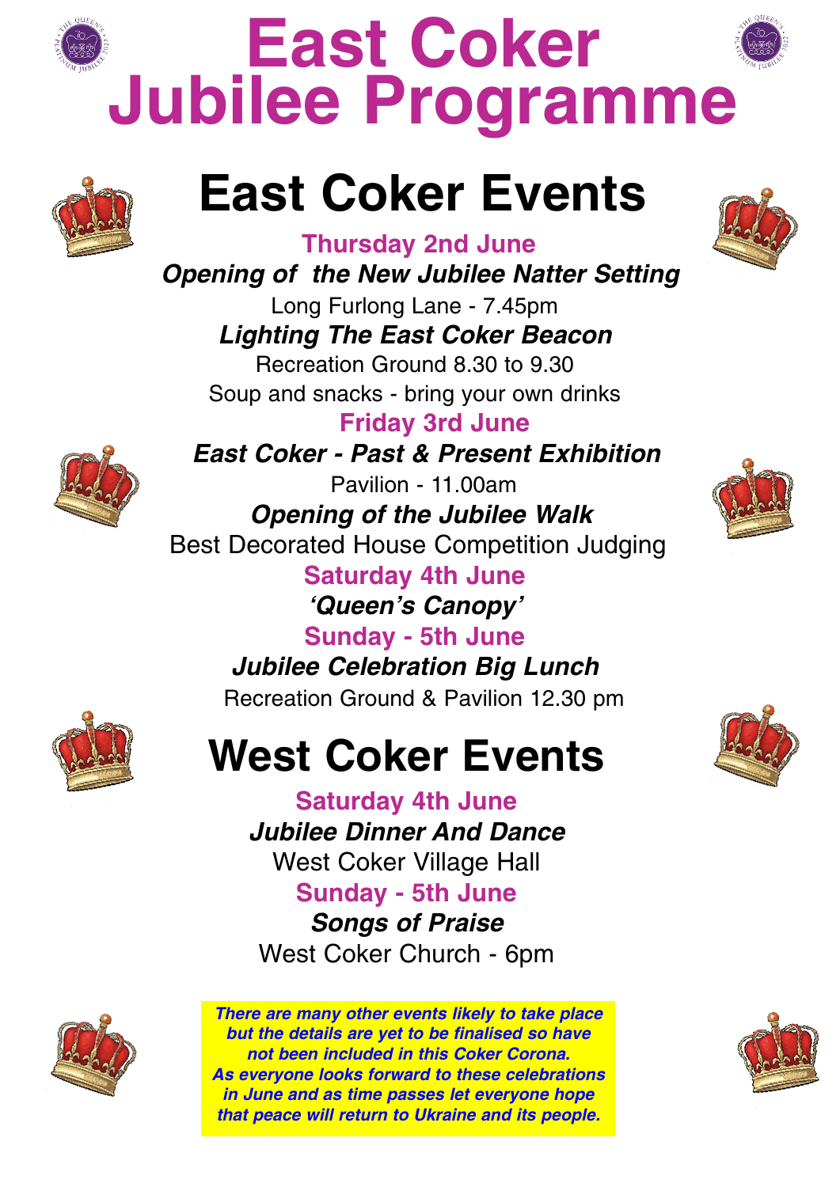# East Coker Jubilee Programme

## East Coker Events

### Thursday 2nd June

***Opening of the New Jubilee Natter Setting***

Long Furlong Lane - 7.45pm

***Lighting The East Coker Beacon***

Recreation Ground 8.30 to 9.30

Soup and snacks - bring your own drinks

### Friday 3rd June

***East Coker - Past & Present Exhibition***

Pavilion - 11.00am

***Opening of the Jubilee Walk***

Best Decorated House Competition Judging

### Saturday 4th June

***'Queen's Canopy'***

### Sunday - 5th June

***Jubilee Celebration Big Lunch***

Recreation Ground & Pavilion 12.30 pm

## West Coker Events

### Saturday 4th June

***Jubilee Dinner And Dance***

West Coker Village Hall

### Sunday - 5th June

***Songs of Praise***

West Coker Church - 6pm

***There are many other events likely to take place but the details are yet to be finalised so have not been included in this Coker Corona. As everyone looks forward to these celebrations in June and as time passes let everyone hope that peace will return to Ukraine and its people.***